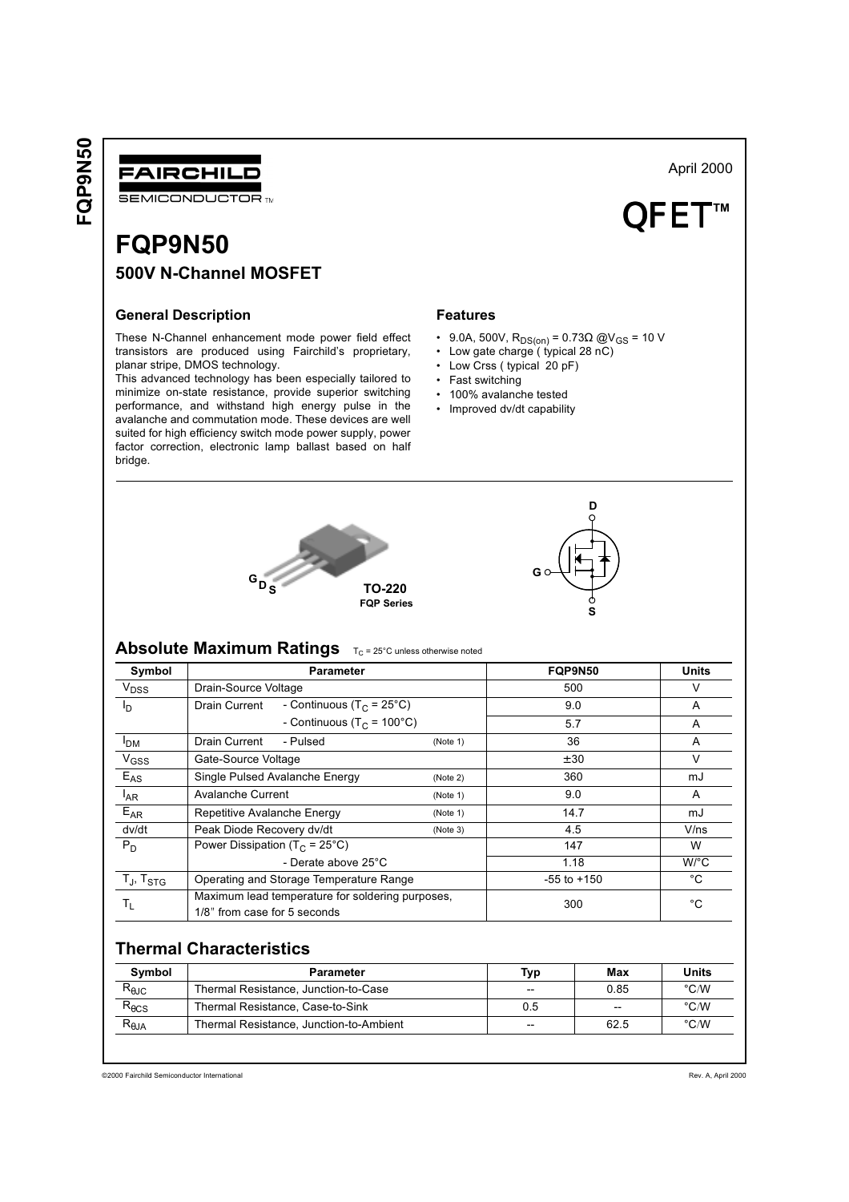April 2000

QFET™

# FQP9N50

## 500V N-Channel MOSFET

### General Description

These N-Channel enhancement mode power field effect transistors are produced using Fairchild's proprietary, planar stripe, DMOS technology.
This advanced technology has been especially tailored to minimize on-state resistance, provide superior switching performance, and withstand high energy pulse in the avalanche and commutation mode. These devices are well suited for high efficiency switch mode power supply, power factor correction, electronic lamp ballast based on half bridge.

### Features

- 9.0A, 500V, $R_{DS(on)}$ = 0.73Ω @$V_{GS}$ = 10 V
- Low gate charge ( typical 28 nC)
- Low Crss ( typical 20 pF)
- Fast switching
- 100% avalanche tested
- Improved dv/dt capability

G D S

**TO-220**
**FQP Series**

D
G
S

## Absolute Maximum Ratings

$T_C$ = 25°C unless otherwise noted

| Symbol | Parameter | | FQP9N50 | Units |
|---|---|---|---|---|
| $V_{DSS}$ | Drain-Source Voltage | | 500 | V |
| $I_D$ | Drain Current - Continuous ($T_C$ = 25°C) | | 9.0 | A |
| | - Continuous ($T_C$ = 100°C) | | 5.7 | A |
| $I_{DM}$ | Drain Current - Pulsed | (Note 1) | 36 | A |
| $V_{GSS}$ | Gate-Source Voltage | | ±30 | V |
| $E_{AS}$ | Single Pulsed Avalanche Energy | (Note 2) | 360 | mJ |
| $I_{AR}$ | Avalanche Current | (Note 1) | 9.0 | A |
| $E_{AR}$ | Repetitive Avalanche Energy | (Note 1) | 14.7 | mJ |
| dv/dt | Peak Diode Recovery dv/dt | (Note 3) | 4.5 | V/ns |
| $P_D$ | Power Dissipation ($T_C$ = 25°C) | | 147 | W |
| | - Derate above 25°C | | 1.18 | W/°C |
| $T_J$, $T_{STG}$ | Operating and Storage Temperature Range | | -55 to +150 | °C |
| $T_L$ | Maximum lead temperature for soldering purposes, 1/8" from case for 5 seconds | | 300 | °C |

## Thermal Characteristics

| Symbol | Parameter | Typ | Max | Units |
|---|---|---|---|---|
| $R_{\theta JC}$ | Thermal Resistance, Junction-to-Case | -- | 0.85 | °C/W |
| $R_{\theta CS}$ | Thermal Resistance, Case-to-Sink | 0.5 | -- | °C/W |
| $R_{\theta JA}$ | Thermal Resistance, Junction-to-Ambient | -- | 62.5 | °C/W |

©2000 Fairchild Semiconductor International

Rev. A, April 2000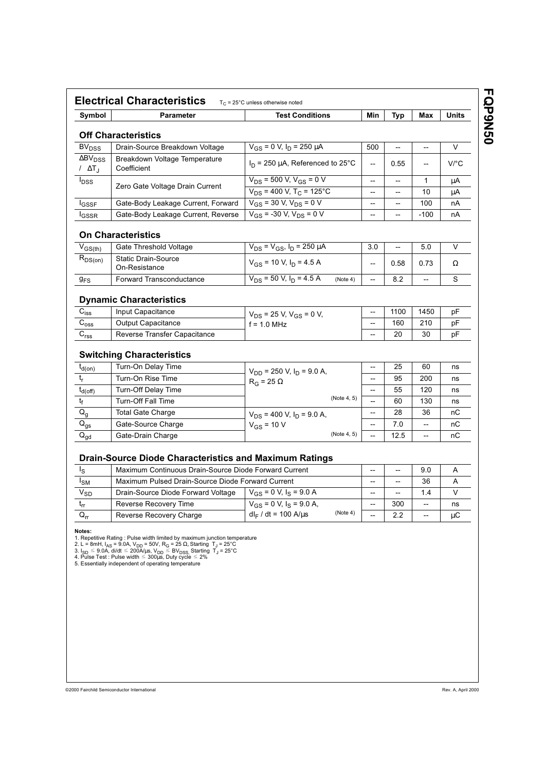## Electrical Characteristics

$T_C$ = 25°C unless otherwise noted

| Symbol | Parameter | Test Conditions | Min | Typ | Max | Units |
|---|---|---|---|---|---|---|
| **Off Characteristics** | | | | | | |
| $BV_{DSS}$ | Drain-Source Breakdown Voltage | $V_{GS}$ = 0 V, $I_D$ = 250 μA | 500 | -- | -- | V |
| $\Delta BV_{DSS} / \Delta T_J$ | Breakdown Voltage Temperature Coefficient | $I_D$ = 250 μA, Referenced to 25°C | -- | 0.55 | -- | V/°C |
| $I_{DSS}$ | Zero Gate Voltage Drain Current | $V_{DS}$ = 500 V, $V_{GS}$ = 0 V | -- | -- | 1 | μA |
| | | $V_{DS}$ = 400 V, $T_C$ = 125°C | -- | -- | 10 | μA |
| $I_{GSSF}$ | Gate-Body Leakage Current, Forward | $V_{GS}$ = 30 V, $V_{DS}$ = 0 V | -- | -- | 100 | nA |
| $I_{GSSR}$ | Gate-Body Leakage Current, Reverse | $V_{GS}$ = -30 V, $V_{DS}$ = 0 V | -- | -- | -100 | nA |
| **On Characteristics** | | | | | | |
| $V_{GS(th)}$ | Gate Threshold Voltage | $V_{DS} = V_{GS}$, $I_D$ = 250 μA | 3.0 | -- | 5.0 | V |
| $R_{DS(on)}$ | Static Drain-Source On-Resistance | $V_{GS}$ = 10 V, $I_D$ = 4.5 A | -- | 0.58 | 0.73 | Ω |
| $g_{FS}$ | Forward Transconductance | $V_{DS}$ = 50 V, $I_D$ = 4.5 A (Note 4) | -- | 8.2 | -- | S |
| **Dynamic Characteristics** | | | | | | |
| $C_{iss}$ | Input Capacitance | $V_{DS}$ = 25 V, $V_{GS}$ = 0 V, f = 1.0 MHz | -- | 1100 | 1450 | pF |
| $C_{oss}$ | Output Capacitance | | -- | 160 | 210 | pF |
| $C_{rss}$ | Reverse Transfer Capacitance | | -- | 20 | 30 | pF |
| **Switching Characteristics** | | | | | | |
| $t_{d(on)}$ | Turn-On Delay Time | $V_{DD}$ = 250 V, $I_D$ = 9.0 A, $R_G$ = 25 Ω (Note 4, 5) | -- | 25 | 60 | ns |
| $t_r$ | Turn-On Rise Time | | -- | 95 | 200 | ns |
| $t_{d(off)}$ | Turn-Off Delay Time | | -- | 55 | 120 | ns |
| $t_f$ | Turn-Off Fall Time | | -- | 60 | 130 | ns |
| $Q_g$ | Total Gate Charge | $V_{DS}$ = 400 V, $I_D$ = 9.0 A, $V_{GS}$ = 10 V (Note 4, 5) | -- | 28 | 36 | nC |
| $Q_{gs}$ | Gate-Source Charge | | -- | 7.0 | -- | nC |
| $Q_{gd}$ | Gate-Drain Charge | | -- | 12.5 | -- | nC |
| **Drain-Source Diode Characteristics and Maximum Ratings** | | | | | | |
| $I_S$ | Maximum Continuous Drain-Source Diode Forward Current | | -- | -- | 9.0 | A |
| $I_{SM}$ | Maximum Pulsed Drain-Source Diode Forward Current | | -- | -- | 36 | A |
| $V_{SD}$ | Drain-Source Diode Forward Voltage | $V_{GS}$ = 0 V, $I_S$ = 9.0 A | -- | -- | 1.4 | V |
| $t_{rr}$ | Reverse Recovery Time | $V_{GS}$ = 0 V, $I_S$ = 9.0 A, $dI_F$ / dt = 100 A/μs (Note 4) | -- | 300 | -- | ns |
| $Q_{rr}$ | Reverse Recovery Charge | | -- | 2.2 | -- | μC |

**Notes:**
1. Repetitive Rating : Pulse width limited by maximum junction temperature
2. L = 8mH, $I_{AS}$ = 9.0A, $V_{DD}$ = 50V, $R_G$ = 25 Ω, Starting $T_J$ = 25°C
3. $I_{SD} \leq$ 9.0A, di/dt $\leq$ 200A/μs, $V_{DD} \leq BV_{DSS}$, Starting $T_J$ = 25°C
4. Pulse Test : Pulse width $\leq$ 300μs, Duty cycle $\leq$ 2%
5. Essentially independent of operating temperature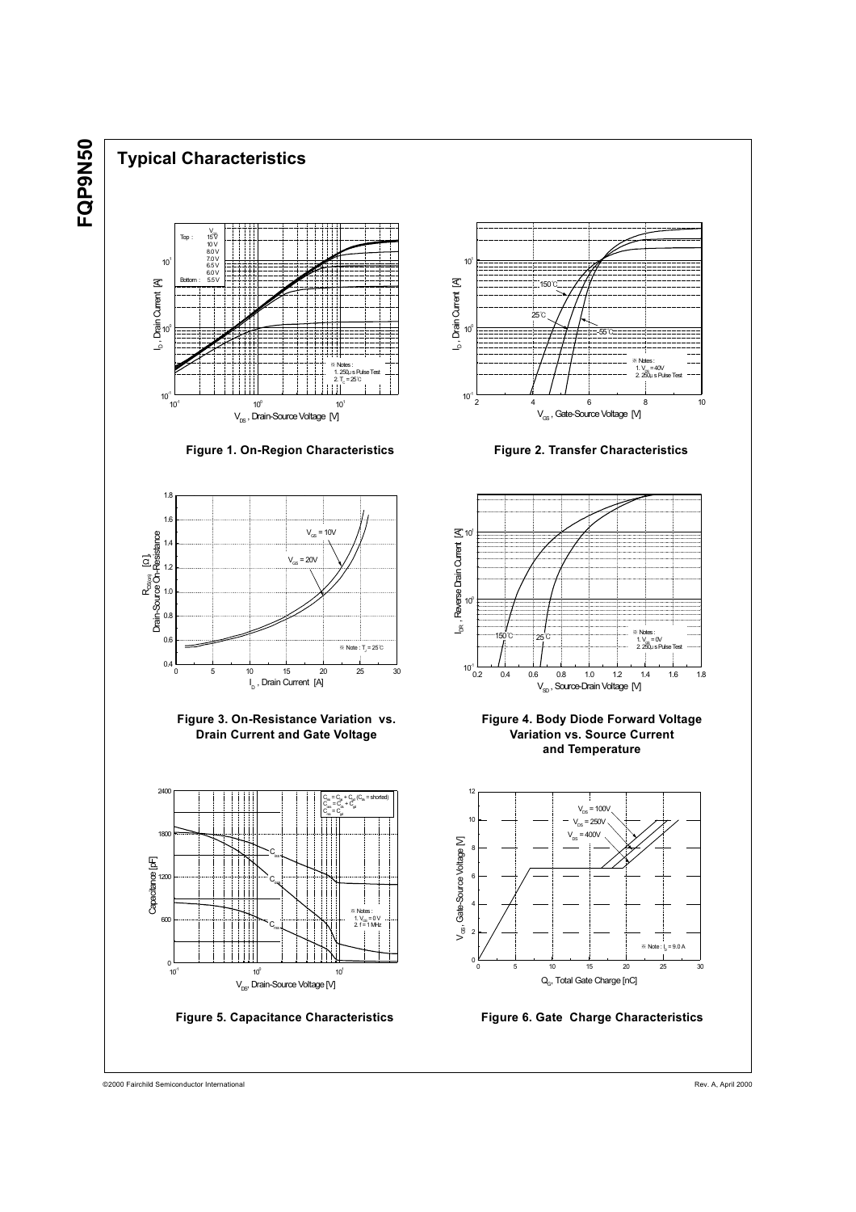## Typical Characteristics

Figure 1. On-Region Characteristics

Figure 2. Transfer Characteristics

Figure 3. On-Resistance Variation vs. Drain Current and Gate Voltage

Figure 4. Body Diode Forward Voltage Variation vs. Source Current and Temperature

Figure 5. Capacitance Characteristics

Figure 6. Gate Charge Characteristics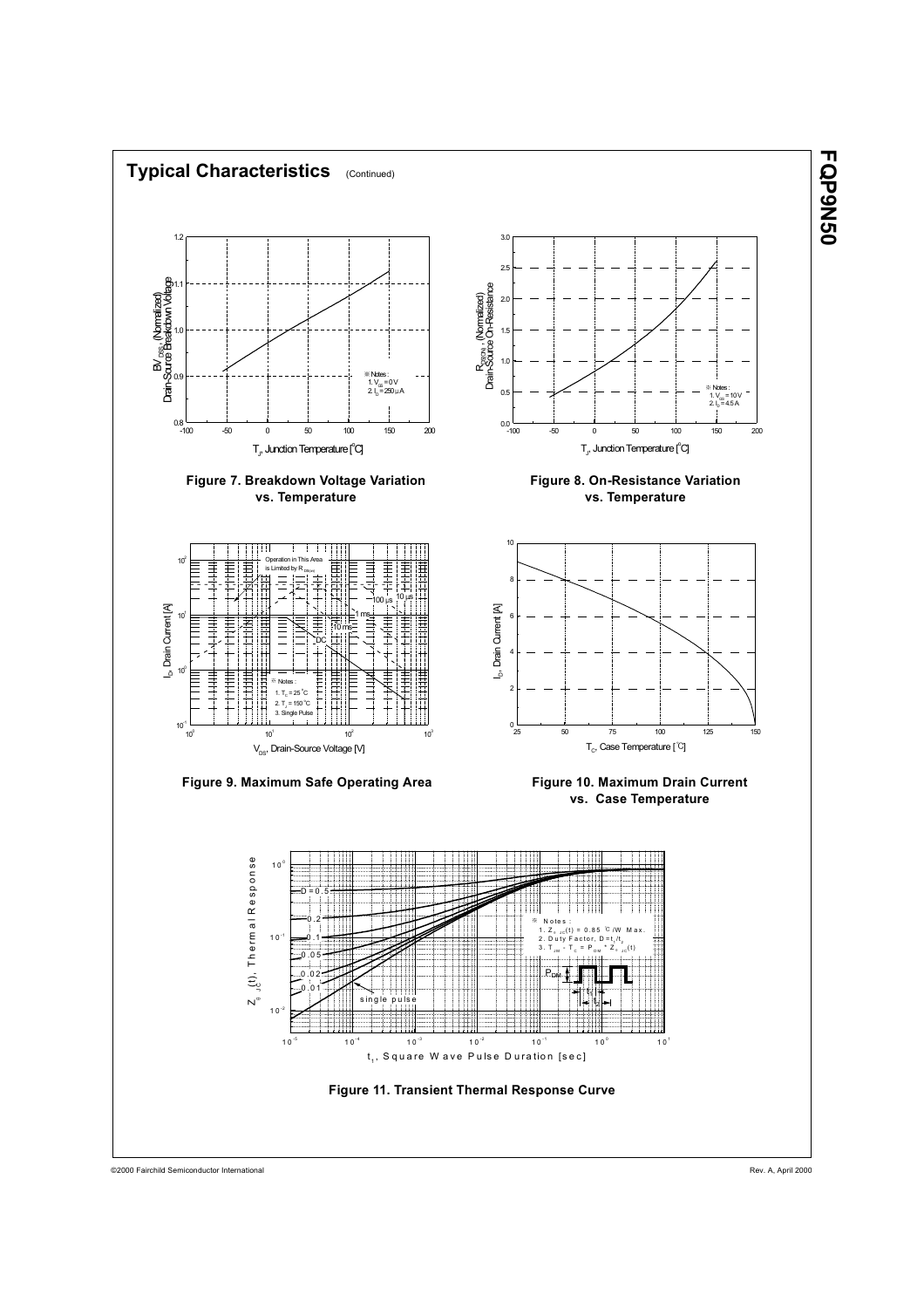## Typical Characteristics (Continued)

**Figure 7. Breakdown Voltage Variation vs. Temperature**

**Figure 8. On-Resistance Variation vs. Temperature**

**Figure 9. Maximum Safe Operating Area**

**Figure 10. Maximum Drain Current vs. Case Temperature**

**Figure 11. Transient Thermal Response Curve**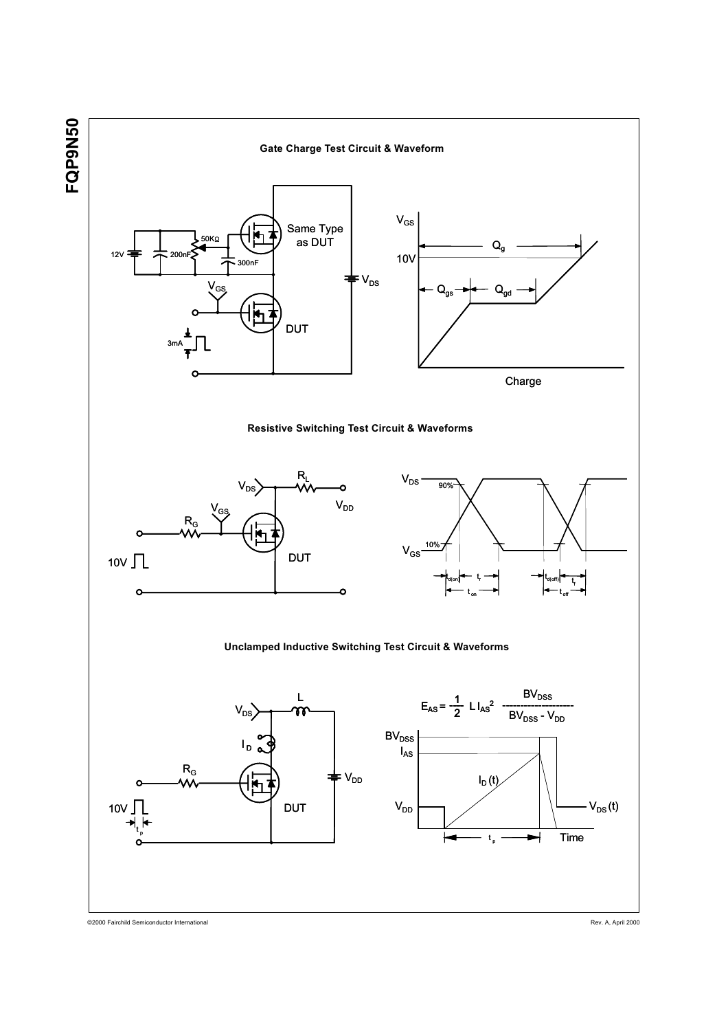### Gate Charge Test Circuit & Waveform

### Resistive Switching Test Circuit & Waveforms

### Unclamped Inductive Switching Test Circuit & Waveforms

$$E_{AS} = \frac{1}{2} L I_{AS}^2 \frac{BV_{DSS}}{BV_{DSS} - V_{DD}}$$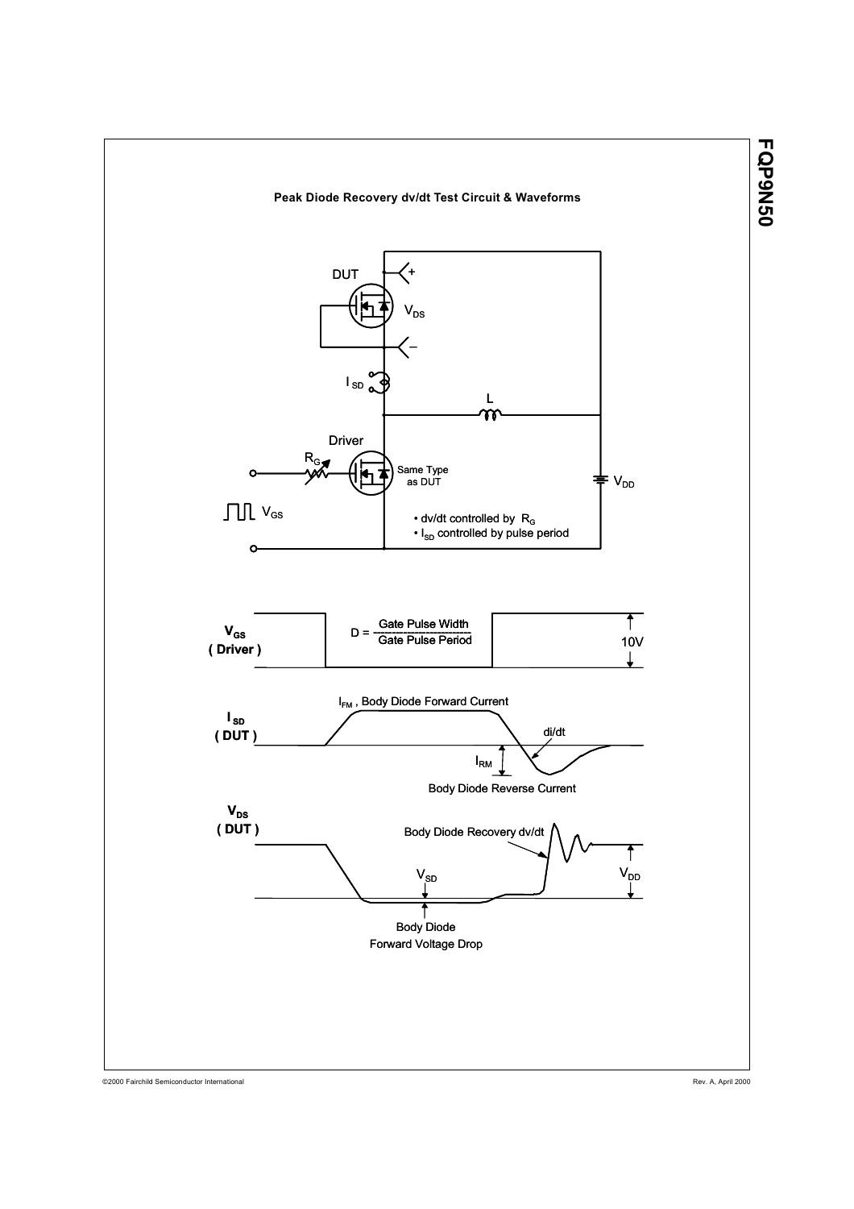## Peak Diode Recovery dv/dt Test Circuit & Waveforms

DUT

$V_{DS}$

$I_{SD}$

L

Driver

$R_G$

Same Type as DUT

$V_{DD}$

$V_{GS}$

- dv/dt controlled by $R_G$
- $I_{SD}$ controlled by pulse period

**$V_{GS}$ ( Driver )**

$$D = \frac{\text{Gate Pulse Width}}{\text{Gate Pulse Period}}$$

10V

**$I_{SD}$ ( DUT )**

$I_{FM}$ , Body Diode Forward Current

di/dt

$I_{RM}$

Body Diode Reverse Current

**$V_{DS}$ ( DUT )**

Body Diode Recovery dv/dt

$V_{SD}$

$V_{DD}$

Body Diode Forward Voltage Drop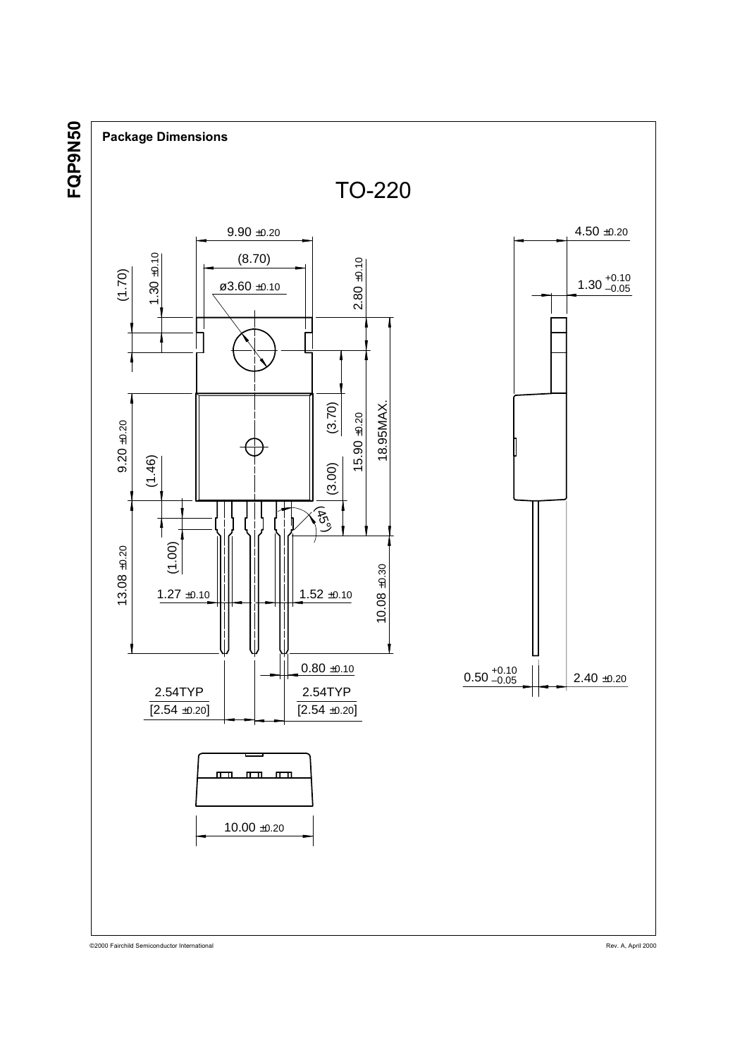## Package Dimensions

### TO-220

9.90 ±0.20

(8.70)

ø3.60 ±0.10

(1.70)

1.30 ±0.10

2.80 ±0.10

(3.70)

15.90 ±0.20

18.95MAX.

9.20 ±0.20

(1.46)

(3.00)

(45°)

(1.00)

13.08 ±0.20

1.27 ±0.10

1.52 ±0.10

10.08 ±0.30

0.80 ±0.10

2.54TYP [2.54 ±0.20]

2.54TYP [2.54 ±0.20]

10.00 ±0.20

4.50 ±0.20

1.30 $^{+0.10}_{-0.05}$

0.50 $^{+0.10}_{-0.05}$

2.40 ±0.20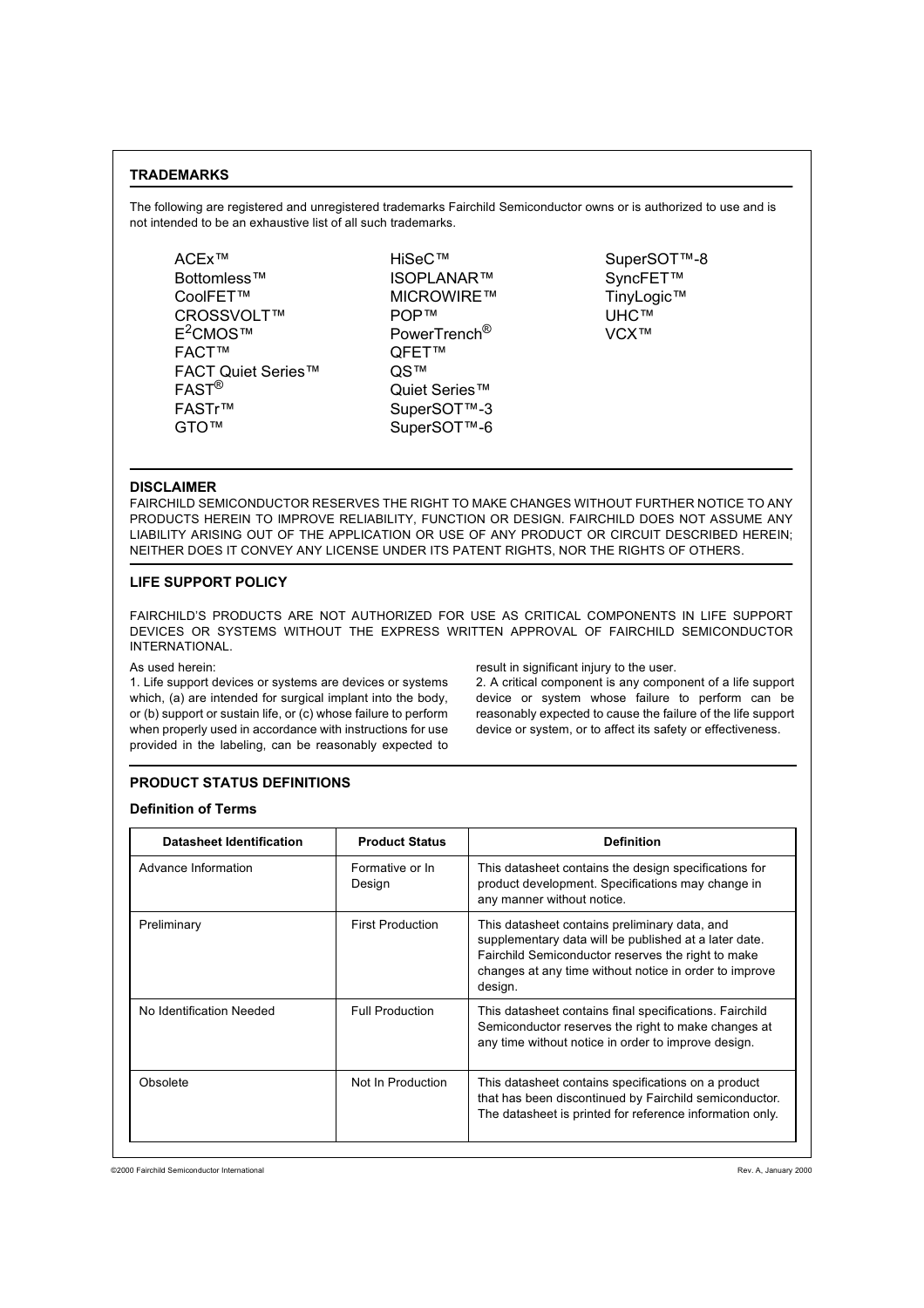## TRADEMARKS

The following are registered and unregistered trademarks Fairchild Semiconductor owns or is authorized to use and is not intended to be an exhaustive list of all such trademarks.

- ACEx™
- Bottomless™
- CoolFET™
- CROSSVOLT™
- E²CMOS™
- FACT™
- FACT Quiet Series™
- FAST®
- FASTr™
- GTO™
- HiSeC™
- ISOPLANAR™
- MICROWIRE™
- POP™
- PowerTrench®
- QFET™
- QS™
- Quiet Series™
- SuperSOT™-3
- SuperSOT™-6
- SuperSOT™-8
- SyncFET™
- TinyLogic™
- UHC™
- VCX™

## DISCLAIMER

FAIRCHILD SEMICONDUCTOR RESERVES THE RIGHT TO MAKE CHANGES WITHOUT FURTHER NOTICE TO ANY PRODUCTS HEREIN TO IMPROVE RELIABILITY, FUNCTION OR DESIGN. FAIRCHILD DOES NOT ASSUME ANY LIABILITY ARISING OUT OF THE APPLICATION OR USE OF ANY PRODUCT OR CIRCUIT DESCRIBED HEREIN; NEITHER DOES IT CONVEY ANY LICENSE UNDER ITS PATENT RIGHTS, NOR THE RIGHTS OF OTHERS.

## LIFE SUPPORT POLICY

FAIRCHILD'S PRODUCTS ARE NOT AUTHORIZED FOR USE AS CRITICAL COMPONENTS IN LIFE SUPPORT DEVICES OR SYSTEMS WITHOUT THE EXPRESS WRITTEN APPROVAL OF FAIRCHILD SEMICONDUCTOR INTERNATIONAL.

As used herein:

1. Life support devices or systems are devices or systems which, (a) are intended for surgical implant into the body, or (b) support or sustain life, or (c) whose failure to perform when properly used in accordance with instructions for use provided in the labeling, can be reasonably expected to result in significant injury to the user.

2. A critical component is any component of a life support device or system whose failure to perform can be reasonably expected to cause the failure of the life support device or system, or to affect its safety or effectiveness.

## PRODUCT STATUS DEFINITIONS

### Definition of Terms

| Datasheet Identification | Product Status | Definition |
|---|---|---|
| Advance Information | Formative or In Design | This datasheet contains the design specifications for product development. Specifications may change in any manner without notice. |
| Preliminary | First Production | This datasheet contains preliminary data, and supplementary data will be published at a later date. Fairchild Semiconductor reserves the right to make changes at any time without notice in order to improve design. |
| No Identification Needed | Full Production | This datasheet contains final specifications. Fairchild Semiconductor reserves the right to make changes at any time without notice in order to improve design. |
| Obsolete | Not In Production | This datasheet contains specifications on a product that has been discontinued by Fairchild semiconductor. The datasheet is printed for reference information only. |

©2000 Fairchild Semiconductor International

Rev. A, January 2000